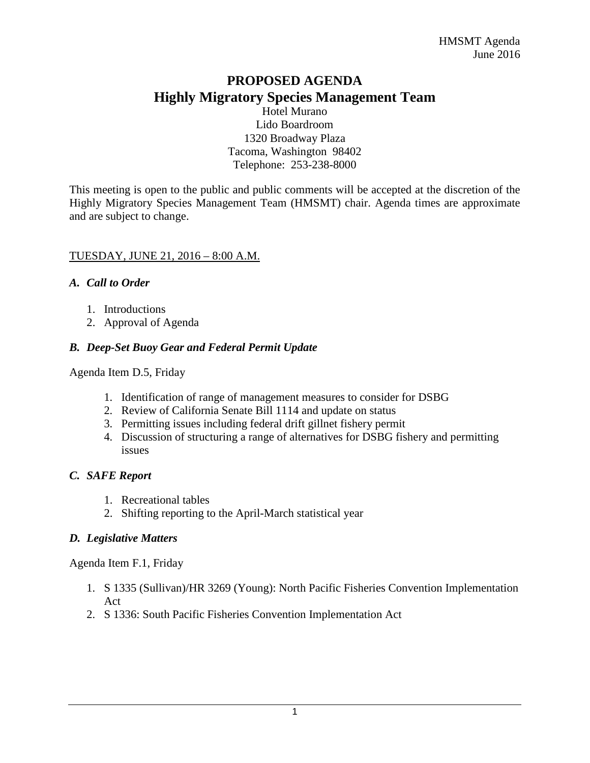# PROPOSED AGENDA
# Highly Migratory Species Management Team

Hotel Murano
Lido Boardroom
1320 Broadway Plaza
Tacoma, Washington 98402
Telephone: 253-238-8000

This meeting is open to the public and public comments will be accepted at the discretion of the Highly Migratory Species Management Team (HMSMT) chair. Agenda times are approximate and are subject to change.

<u>TUESDAY, JUNE 21, 2016 – 8:00 A.M.</u>

### *A. Call to Order*

1. Introductions
2. Approval of Agenda

### *B. Deep-Set Buoy Gear and Federal Permit Update*

Agenda Item D.5, Friday

1. Identification of range of management measures to consider for DSBG
2. Review of California Senate Bill 1114 and update on status
3. Permitting issues including federal drift gillnet fishery permit
4. Discussion of structuring a range of alternatives for DSBG fishery and permitting issues

### *C. SAFE Report*

1. Recreational tables
2. Shifting reporting to the April-March statistical year

### *D. Legislative Matters*

Agenda Item F.1, Friday

1. S 1335 (Sullivan)/HR 3269 (Young): North Pacific Fisheries Convention Implementation Act
2. S 1336: South Pacific Fisheries Convention Implementation Act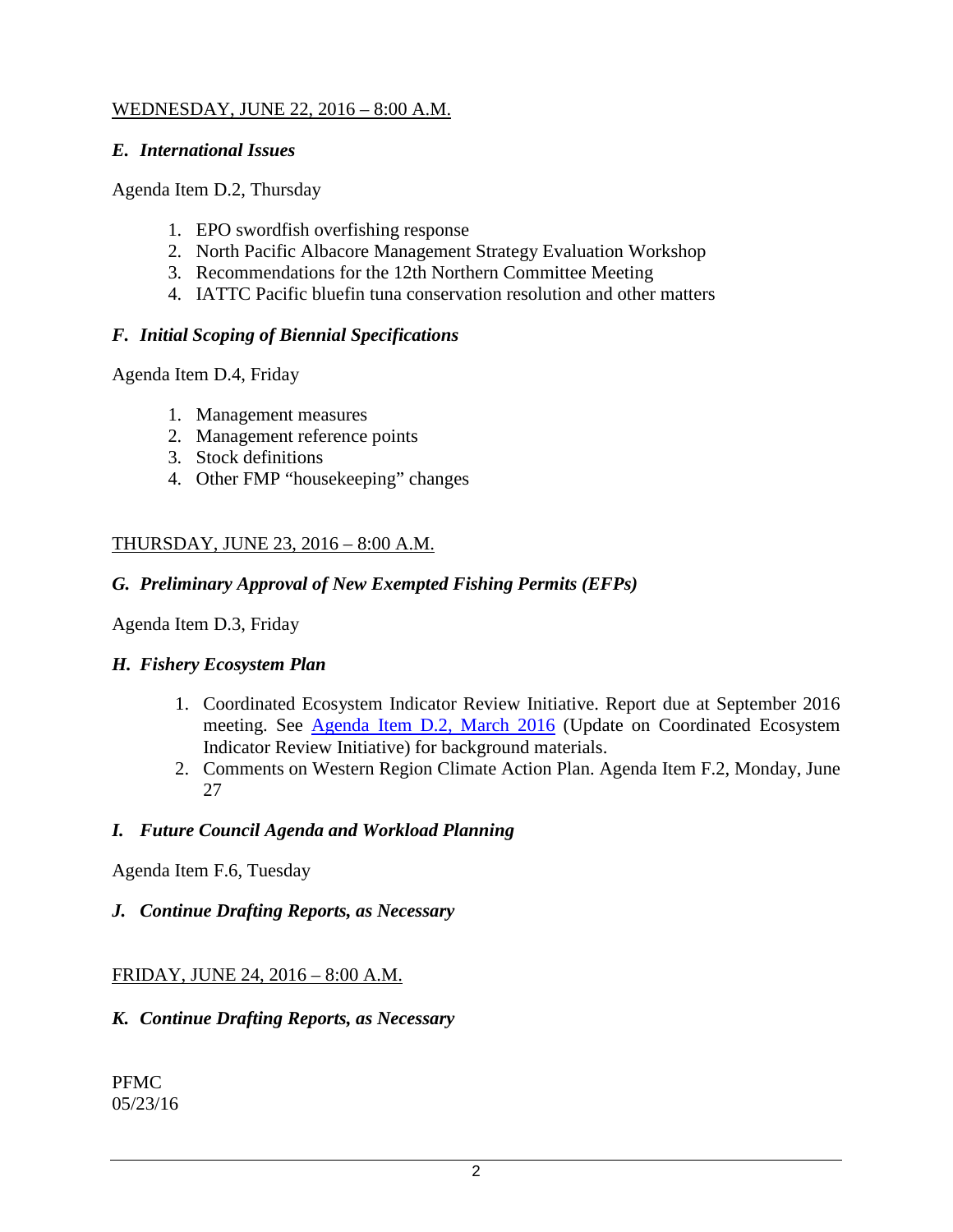WEDNESDAY, JUNE 22, 2016 – 8:00 A.M.

### *E. International Issues*

Agenda Item D.2, Thursday

1. EPO swordfish overfishing response
2. North Pacific Albacore Management Strategy Evaluation Workshop
3. Recommendations for the 12th Northern Committee Meeting
4. IATTC Pacific bluefin tuna conservation resolution and other matters

### *F. Initial Scoping of Biennial Specifications*

Agenda Item D.4, Friday

1. Management measures
2. Management reference points
3. Stock definitions
4. Other FMP "housekeeping" changes

THURSDAY, JUNE 23, 2016 – 8:00 A.M.

### *G. Preliminary Approval of New Exempted Fishing Permits (EFPs)*

Agenda Item D.3, Friday

### *H. Fishery Ecosystem Plan*

1. Coordinated Ecosystem Indicator Review Initiative. Report due at September 2016 meeting. See [Agenda Item D.2, March 2016] (Update on Coordinated Ecosystem Indicator Review Initiative) for background materials.
2. Comments on Western Region Climate Action Plan. Agenda Item F.2, Monday, June 27

### *I. Future Council Agenda and Workload Planning*

Agenda Item F.6, Tuesday

### *J. Continue Drafting Reports, as Necessary*

FRIDAY, JUNE 24, 2016 – 8:00 A.M.

### *K. Continue Drafting Reports, as Necessary*

PFMC
05/23/16